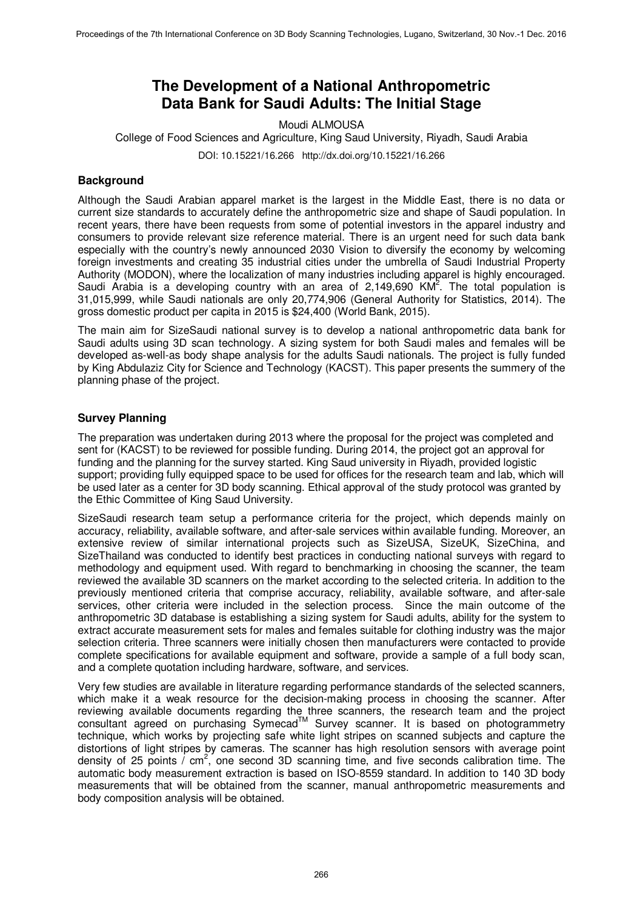# The Development of a National Anthropometric Data Bank for Saudi Adults: The Initial Stage

Moudi ALMOUSA

College of Food Sciences and Agriculture, King Saud University, Riyadh, Saudi Arabia

DOI: 10.15221/16.266 http://dx.doi.org/10.15221/16.266

## Background

Although the Saudi Arabian apparel market is the largest in the Middle East, there is no data or current size standards to accurately define the anthropometric size and shape of Saudi population. In recent years, there have been requests from some of potential investors in the apparel industry and consumers to provide relevant size reference material. There is an urgent need for such data bank especially with the country's newly announced 2030 Vision to diversify the economy by welcoming foreign investments and creating 35 industrial cities under the umbrella of Saudi Industrial Property Authority (MODON), where the localization of many industries including apparel is highly encouraged. Saudi Arabia is a developing country with an area of 2,149,690 $KM^2$. The total population is 31,015,999, while Saudi nationals are only 20,774,906 (General Authority for Statistics, 2014). The gross domestic product per capita in 2015 is $24,400 (World Bank, 2015).

The main aim for SizeSaudi national survey is to develop a national anthropometric data bank for Saudi adults using 3D scan technology. A sizing system for both Saudi males and females will be developed as-well-as body shape analysis for the adults Saudi nationals. The project is fully funded by King Abdulaziz City for Science and Technology (KACST). This paper presents the summery of the planning phase of the project.

## Survey Planning

The preparation was undertaken during 2013 where the proposal for the project was completed and sent for (KACST) to be reviewed for possible funding. During 2014, the project got an approval for funding and the planning for the survey started. King Saud university in Riyadh, provided logistic support; providing fully equipped space to be used for offices for the research team and lab, which will be used later as a center for 3D body scanning. Ethical approval of the study protocol was granted by the Ethic Committee of King Saud University.

SizeSaudi research team setup a performance criteria for the project, which depends mainly on accuracy, reliability, available software, and after-sale services within available funding. Moreover, an extensive review of similar international projects such as SizeUSA, SizeUK, SizeChina, and SizeThailand was conducted to identify best practices in conducting national surveys with regard to methodology and equipment used. With regard to benchmarking in choosing the scanner, the team reviewed the available 3D scanners on the market according to the selected criteria. In addition to the previously mentioned criteria that comprise accuracy, reliability, available software, and after-sale services, other criteria were included in the selection process. Since the main outcome of the anthropometric 3D database is establishing a sizing system for Saudi adults, ability for the system to extract accurate measurement sets for males and females suitable for clothing industry was the major selection criteria. Three scanners were initially chosen then manufacturers were contacted to provide complete specifications for available equipment and software, provide a sample of a full body scan, and a complete quotation including hardware, software, and services.

Very few studies are available in literature regarding performance standards of the selected scanners, which make it a weak resource for the decision-making process in choosing the scanner. After reviewing available documents regarding the three scanners, the research team and the project consultant agreed on purchasing Symecad™ Survey scanner. It is based on photogrammetry technique, which works by projecting safe white light stripes on scanned subjects and capture the distortions of light stripes by cameras. The scanner has high resolution sensors with average point density of 25 points / $cm^2$, one second 3D scanning time, and five seconds calibration time. The automatic body measurement extraction is based on ISO-8559 standard. In addition to 140 3D body measurements that will be obtained from the scanner, manual anthropometric measurements and body composition analysis will be obtained.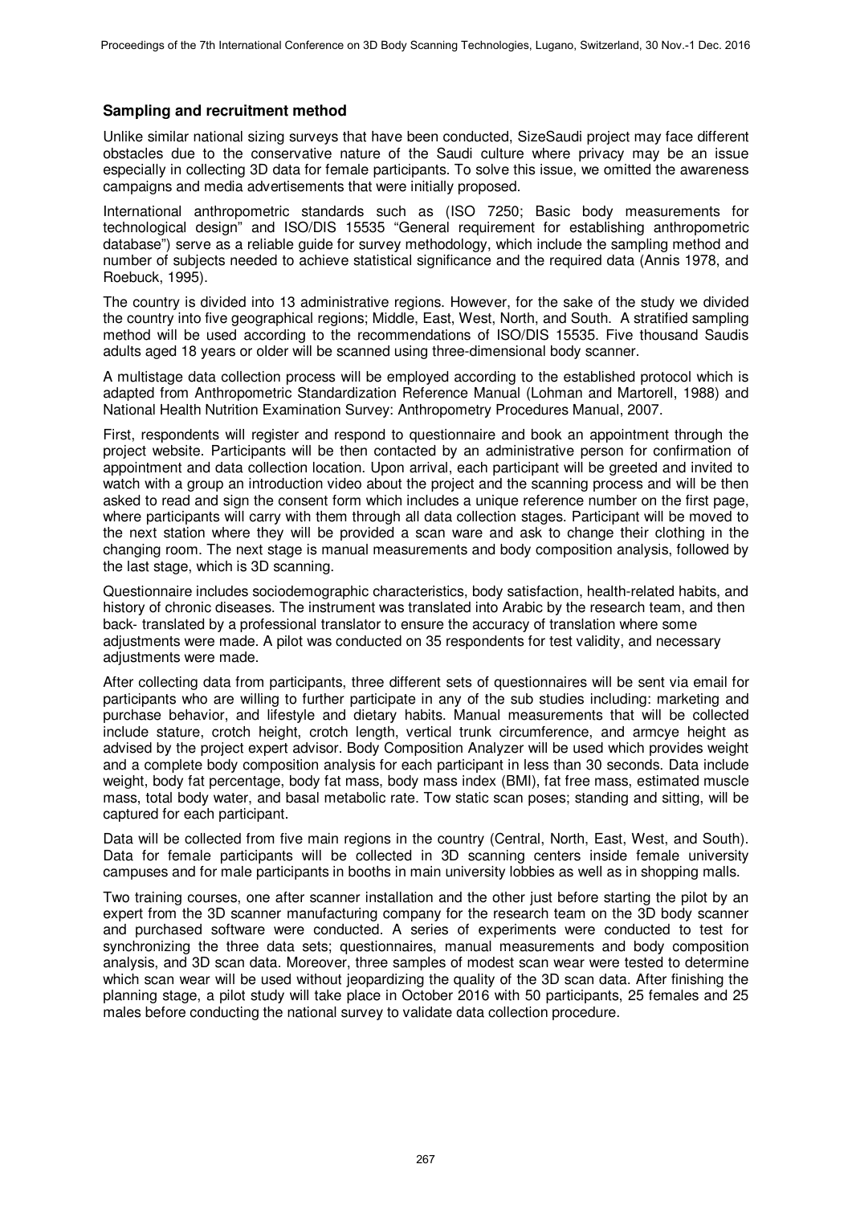### Sampling and recruitment method

Unlike similar national sizing surveys that have been conducted, SizeSaudi project may face different obstacles due to the conservative nature of the Saudi culture where privacy may be an issue especially in collecting 3D data for female participants. To solve this issue, we omitted the awareness campaigns and media advertisements that were initially proposed.

International anthropometric standards such as (ISO 7250; Basic body measurements for technological design" and ISO/DIS 15535 "General requirement for establishing anthropometric database") serve as a reliable guide for survey methodology, which include the sampling method and number of subjects needed to achieve statistical significance and the required data (Annis 1978, and Roebuck, 1995).

The country is divided into 13 administrative regions. However, for the sake of the study we divided the country into five geographical regions; Middle, East, West, North, and South. A stratified sampling method will be used according to the recommendations of ISO/DIS 15535. Five thousand Saudis adults aged 18 years or older will be scanned using three-dimensional body scanner.

A multistage data collection process will be employed according to the established protocol which is adapted from Anthropometric Standardization Reference Manual (Lohman and Martorell, 1988) and National Health Nutrition Examination Survey: Anthropometry Procedures Manual, 2007.

First, respondents will register and respond to questionnaire and book an appointment through the project website. Participants will be then contacted by an administrative person for confirmation of appointment and data collection location. Upon arrival, each participant will be greeted and invited to watch with a group an introduction video about the project and the scanning process and will be then asked to read and sign the consent form which includes a unique reference number on the first page, where participants will carry with them through all data collection stages. Participant will be moved to the next station where they will be provided a scan ware and ask to change their clothing in the changing room. The next stage is manual measurements and body composition analysis, followed by the last stage, which is 3D scanning.

Questionnaire includes sociodemographic characteristics, body satisfaction, health-related habits, and history of chronic diseases. The instrument was translated into Arabic by the research team, and then back- translated by a professional translator to ensure the accuracy of translation where some adjustments were made. A pilot was conducted on 35 respondents for test validity, and necessary adjustments were made.

After collecting data from participants, three different sets of questionnaires will be sent via email for participants who are willing to further participate in any of the sub studies including: marketing and purchase behavior, and lifestyle and dietary habits. Manual measurements that will be collected include stature, crotch height, crotch length, vertical trunk circumference, and armcye height as advised by the project expert advisor. Body Composition Analyzer will be used which provides weight and a complete body composition analysis for each participant in less than 30 seconds. Data include weight, body fat percentage, body fat mass, body mass index (BMI), fat free mass, estimated muscle mass, total body water, and basal metabolic rate. Tow static scan poses; standing and sitting, will be captured for each participant.

Data will be collected from five main regions in the country (Central, North, East, West, and South). Data for female participants will be collected in 3D scanning centers inside female university campuses and for male participants in booths in main university lobbies as well as in shopping malls.

Two training courses, one after scanner installation and the other just before starting the pilot by an expert from the 3D scanner manufacturing company for the research team on the 3D body scanner and purchased software were conducted. A series of experiments were conducted to test for synchronizing the three data sets; questionnaires, manual measurements and body composition analysis, and 3D scan data. Moreover, three samples of modest scan wear were tested to determine which scan wear will be used without jeopardizing the quality of the 3D scan data. After finishing the planning stage, a pilot study will take place in October 2016 with 50 participants, 25 females and 25 males before conducting the national survey to validate data collection procedure.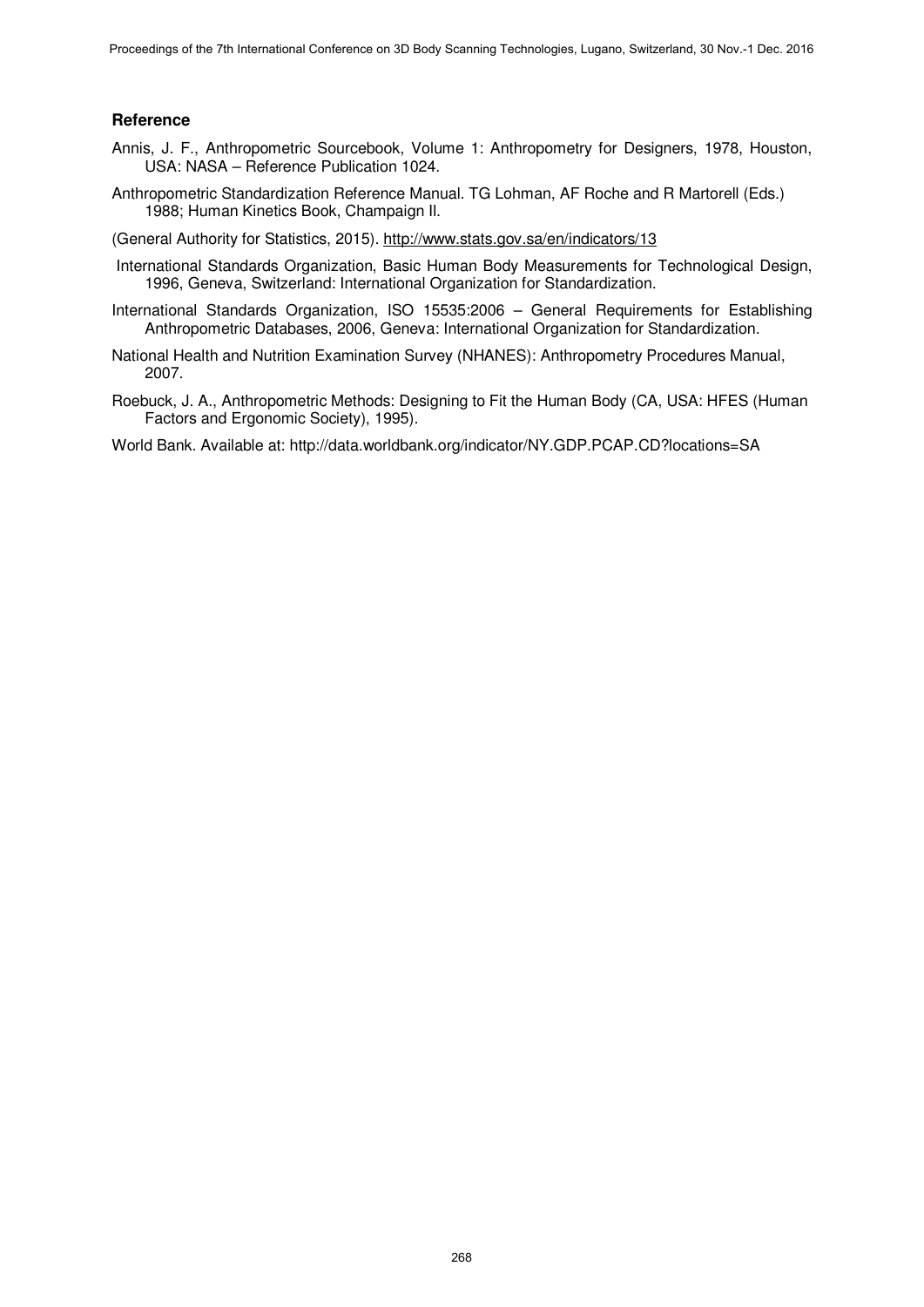## Reference

Annis, J. F., Anthropometric Sourcebook, Volume 1: Anthropometry for Designers, 1978, Houston, USA: NASA – Reference Publication 1024.

Anthropometric Standardization Reference Manual. TG Lohman, AF Roche and R Martorell (Eds.) 1988; Human Kinetics Book, Champaign Il.

(General Authority for Statistics, 2015). http://www.stats.gov.sa/en/indicators/13

International Standards Organization, Basic Human Body Measurements for Technological Design, 1996, Geneva, Switzerland: International Organization for Standardization.

International Standards Organization, ISO 15535:2006 – General Requirements for Establishing Anthropometric Databases, 2006, Geneva: International Organization for Standardization.

National Health and Nutrition Examination Survey (NHANES): Anthropometry Procedures Manual, 2007.

Roebuck, J. A., Anthropometric Methods: Designing to Fit the Human Body (CA, USA: HFES (Human Factors and Ergonomic Society), 1995).

World Bank. Available at: http://data.worldbank.org/indicator/NY.GDP.PCAP.CD?locations=SA